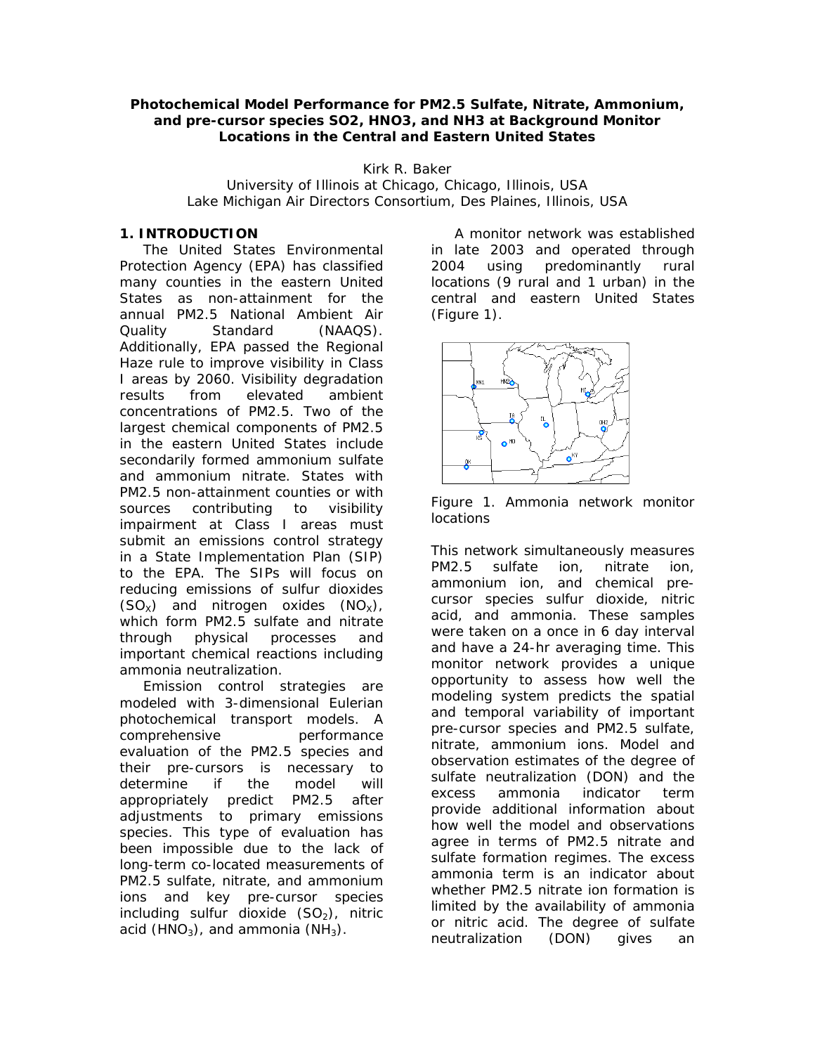# Photochemical Model Performance for PM2.5 Sulfate, Nitrate, Ammonium, and pre-cursor species SO2, HNO3, and NH3 at Background Monitor Locations in the Central and Eastern United States

Kirk R. Baker
University of Illinois at Chicago, Chicago, Illinois, USA
Lake Michigan Air Directors Consortium, Des Plaines, Illinois, USA

## 1. INTRODUCTION

The United States Environmental Protection Agency (EPA) has classified many counties in the eastern United States as non-attainment for the annual PM2.5 National Ambient Air Quality Standard (NAAQS). Additionally, EPA passed the Regional Haze rule to improve visibility in Class I areas by 2060. Visibility degradation results from elevated ambient concentrations of PM2.5. Two of the largest chemical components of PM2.5 in the eastern United States include secondarily formed ammonium sulfate and ammonium nitrate. States with PM2.5 non-attainment counties or with sources contributing to visibility impairment at Class I areas must submit an emissions control strategy in a State Implementation Plan (SIP) to the EPA. The SIPs will focus on reducing emissions of sulfur dioxides ($SO_X$) and nitrogen oxides ($NO_X$), which form PM2.5 sulfate and nitrate through physical processes and important chemical reactions including ammonia neutralization.

Emission control strategies are modeled with 3-dimensional Eulerian photochemical transport models. A comprehensive performance evaluation of the PM2.5 species and their pre-cursors is necessary to determine if the model will appropriately predict PM2.5 after adjustments to primary emissions species. This type of evaluation has been impossible due to the lack of long-term co-located measurements of PM2.5 sulfate, nitrate, and ammonium ions and key pre-cursor species including sulfur dioxide ($SO_2$), nitric acid ($HNO_3$), and ammonia ($NH_3$).

A monitor network was established in late 2003 and operated through 2004 using predominantly rural locations (9 rural and 1 urban) in the central and eastern United States (Figure 1).

Figure 1. Ammonia network monitor locations

This network simultaneously measures PM2.5 sulfate ion, nitrate ion, ammonium ion, and chemical pre-cursor species sulfur dioxide, nitric acid, and ammonia. These samples were taken on a once in 6 day interval and have a 24-hr averaging time. This monitor network provides a unique opportunity to assess how well the modeling system predicts the spatial and temporal variability of important pre-cursor species and PM2.5 sulfate, nitrate, ammonium ions. Model and observation estimates of the degree of sulfate neutralization (DON) and the excess ammonia indicator term provide additional information about how well the model and observations agree in terms of PM2.5 nitrate and sulfate formation regimes. The excess ammonia term is an indicator about whether PM2.5 nitrate ion formation is limited by the availability of ammonia or nitric acid. The degree of sulfate neutralization (DON) gives an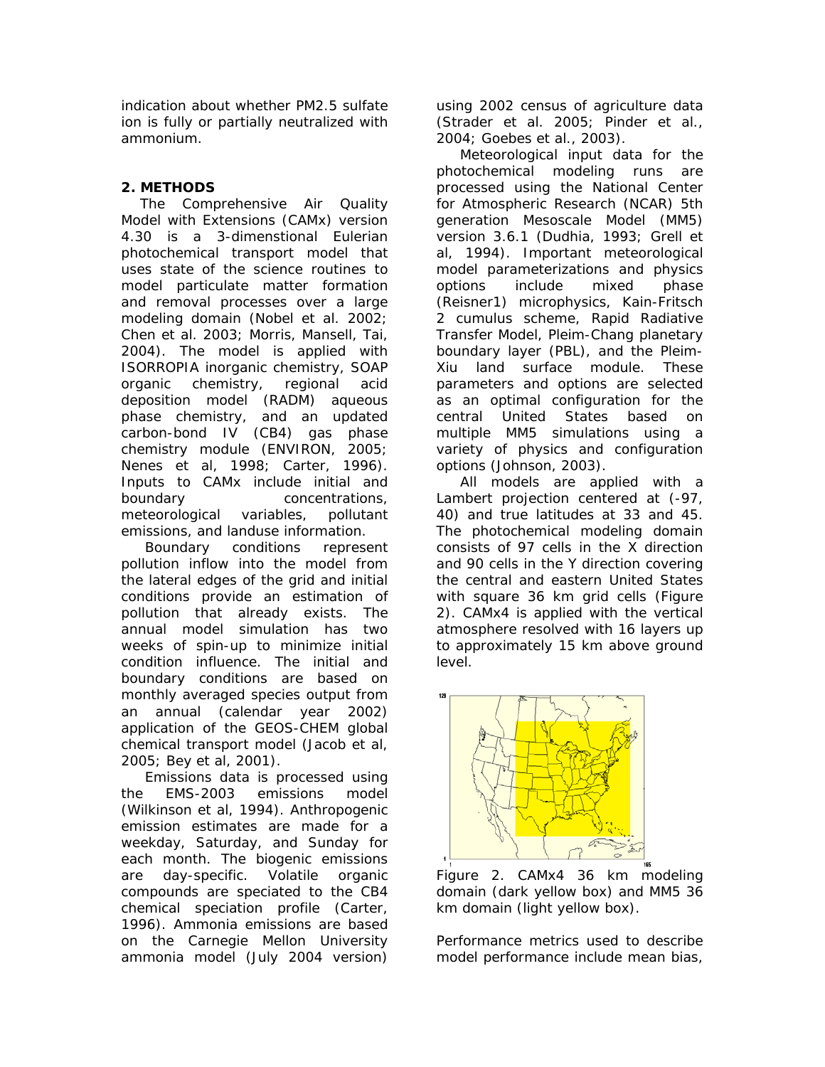indication about whether PM2.5 sulfate ion is fully or partially neutralized with ammonium.

## 2. METHODS

The Comprehensive Air Quality Model with Extensions (CAMx) version 4.30 is a 3-dimenstional Eulerian photochemical transport model that uses state of the science routines to model particulate matter formation and removal processes over a large modeling domain (Nobel et al. 2002; Chen et al. 2003; Morris, Mansell, Tai, 2004). The model is applied with ISORROPIA inorganic chemistry, SOAP organic chemistry, regional acid deposition model (RADM) aqueous phase chemistry, and an updated carbon-bond IV (CB4) gas phase chemistry module (ENVIRON, 2005; Nenes et al, 1998; Carter, 1996). Inputs to CAMx include initial and boundary concentrations, meteorological variables, pollutant emissions, and landuse information.

Boundary conditions represent pollution inflow into the model from the lateral edges of the grid and initial conditions provide an estimation of pollution that already exists. The annual model simulation has two weeks of spin-up to minimize initial condition influence. The initial and boundary conditions are based on monthly averaged species output from an annual (calendar year 2002) application of the GEOS-CHEM global chemical transport model (Jacob et al, 2005; Bey et al, 2001).

Emissions data is processed using the EMS-2003 emissions model (Wilkinson et al, 1994). Anthropogenic emission estimates are made for a weekday, Saturday, and Sunday for each month. The biogenic emissions are day-specific. Volatile organic compounds are speciated to the CB4 chemical speciation profile (Carter, 1996). Ammonia emissions are based on the Carnegie Mellon University ammonia model (July 2004 version) using 2002 census of agriculture data (Strader et al. 2005; Pinder et al., 2004; Goebes et al., 2003).

Meteorological input data for the photochemical modeling runs are processed using the National Center for Atmospheric Research (NCAR) 5th generation Mesoscale Model (MM5) version 3.6.1 (Dudhia, 1993; Grell et al, 1994). Important meteorological model parameterizations and physics options include mixed phase (Reisner1) microphysics, Kain-Fritsch 2 cumulus scheme, Rapid Radiative Transfer Model, Pleim-Chang planetary boundary layer (PBL), and the Pleim-Xiu land surface module. These parameters and options are selected as an optimal configuration for the central United States based on multiple MM5 simulations using a variety of physics and configuration options (Johnson, 2003).

All models are applied with a Lambert projection centered at (-97, 40) and true latitudes at 33 and 45. The photochemical modeling domain consists of 97 cells in the X direction and 90 cells in the Y direction covering the central and eastern United States with square 36 km grid cells (Figure 2). CAMx4 is applied with the vertical atmosphere resolved with 16 layers up to approximately 15 km above ground level.

Figure 2. CAMx4 36 km modeling domain (dark yellow box) and MM5 36 km domain (light yellow box).

Performance metrics used to describe model performance include mean bias,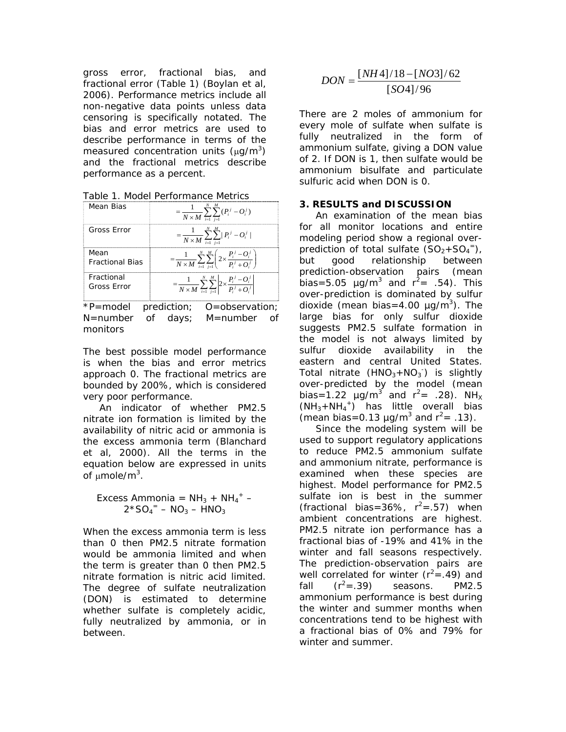gross error, fractional bias, and fractional error (Table 1) (Boylan et al, 2006). Performance metrics include all non-negative data points unless data censoring is specifically notated. The bias and error metrics are used to describe performance in terms of the measured concentration units ($\mu g/m^3$) and the fractional metrics describe performance as a percent.

Table 1. Model Performance Metrics

| | |
|---|---|
| Mean Bias | $= \frac{1}{N \times M} \sum_{i=1}^{N} \sum_{j=1}^{M} (P_i^j - O_i^j)$ |
| Gross Error | $= \frac{1}{N \times M} \sum_{i=1}^{N} \sum_{j=1}^{M} \lvert P_i^j - O_i^j \rvert$ |
| Mean Fractional Bias | $= \frac{1}{N \times M} \sum_{i=1}^{N} \sum_{j=1}^{M} \left( 2 \times \frac{P_i^j - O_i^j}{P_i^j + O_i^j} \right)$ |
| Fractional Gross Error | $= \frac{1}{N \times M} \sum_{i=1}^{N} \sum_{j=1}^{M} \left\lvert 2 \times \frac{P_i^j - O_i^j}{P_i^j + O_i^j} \right\rvert$ |

*P=model prediction; O=observation; N=number of days; M=number of monitors

The best possible model performance is when the bias and error metrics approach 0. The fractional metrics are bounded by 200%, which is considered very poor performance.

An indicator of whether PM2.5 nitrate ion formation is limited by the availability of nitric acid or ammonia is the excess ammonia term (Blanchard et al, 2000). All the terms in the equation below are expressed in units of $\mu mole/m^3$.

$$\text{Excess Ammonia} = NH_3 + NH_4^+ - 2*SO_4^= - NO_3 - HNO_3$$

When the excess ammonia term is less than 0 then PM2.5 nitrate formation would be ammonia limited and when the term is greater than 0 then PM2.5 nitrate formation is nitric acid limited. The degree of sulfate neutralization (DON) is estimated to determine whether sulfate is completely acidic, fully neutralized by ammonia, or in between.

$$DON = \frac{[NH4]/18 - [NO3]/62}{[SO4]/96}$$

There are 2 moles of ammonium for every mole of sulfate when sulfate is fully neutralized in the form of ammonium sulfate, giving a DON value of 2. If DON is 1, then sulfate would be ammonium bisulfate and particulate sulfuric acid when DON is 0.

## 3. RESULTS and DISCUSSION

An examination of the mean bias for all monitor locations and entire modeling period show a regional over-prediction of total sulfate ($SO_2$+$SO_4^=$), but good relationship between prediction-observation pairs (mean bias=5.05 $\mu g/m^3$ and $r^2$= .54). This over-prediction is dominated by sulfur dioxide (mean bias=4.00 $\mu g/m^3$). The large bias for only sulfur dioxide suggests PM2.5 sulfate formation in the model is not always limited by sulfur dioxide availability in the eastern and central United States. Total nitrate ($HNO_3$+$NO_3^-$) is slightly over-predicted by the model (mean bias=1.22 $\mu g/m^3$ and $r^2$= .28). $NH_X$ ($NH_3$+$NH_4^+$) has little overall bias (mean bias=0.13 $\mu g/m^3$ and $r^2$= .13).

Since the modeling system will be used to support regulatory applications to reduce PM2.5 ammonium sulfate and ammonium nitrate, performance is examined when these species are highest. Model performance for PM2.5 sulfate ion is best in the summer (fractional bias=36%, $r^2$=.57) when ambient concentrations are highest. PM2.5 nitrate ion performance has a fractional bias of -19% and 41% in the winter and fall seasons respectively. The prediction-observation pairs are well correlated for winter ($r^2$=.49) and fall ($r^2$=.39) seasons. PM2.5 ammonium performance is best during the winter and summer months when concentrations tend to be highest with a fractional bias of 0% and 79% for winter and summer.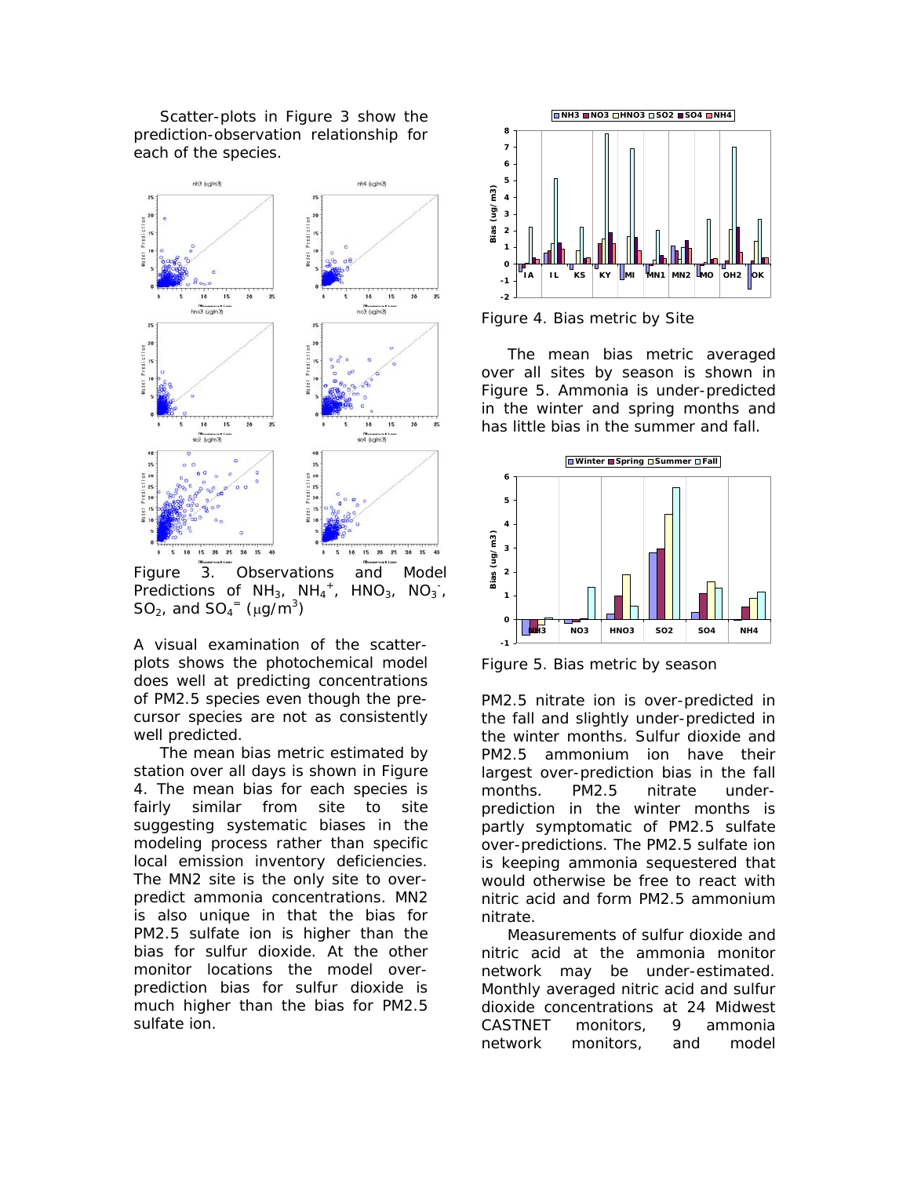Scatter-plots in Figure 3 show the prediction-observation relationship for each of the species.

Figure 3. Observations and Model Predictions of $NH_3$, $NH_4^+$, $HNO_3$, $NO_3^-$, $SO_2$, and $SO_4^=$ ($\mu g/m^3$)

A visual examination of the scatter-plots shows the photochemical model does well at predicting concentrations of PM2.5 species even though the pre-cursor species are not as consistently well predicted.

The mean bias metric estimated by station over all days is shown in Figure 4. The mean bias for each species is fairly similar from site to site suggesting systematic biases in the modeling process rather than specific local emission inventory deficiencies. The MN2 site is the only site to over-predict ammonia concentrations. MN2 is also unique in that the bias for PM2.5 sulfate ion is higher than the bias for sulfur dioxide. At the other monitor locations the model over-prediction bias for sulfur dioxide is much higher than the bias for PM2.5 sulfate ion.

Figure 4. Bias metric by Site

The mean bias metric averaged over all sites by season is shown in Figure 5. Ammonia is under-predicted in the winter and spring months and has little bias in the summer and fall.

Figure 5. Bias metric by season

PM2.5 nitrate ion is over-predicted in the fall and slightly under-predicted in the winter months. Sulfur dioxide and PM2.5 ammonium ion have their largest over-prediction bias in the fall months. PM2.5 nitrate under-prediction in the winter months is partly symptomatic of PM2.5 sulfate over-predictions. The PM2.5 sulfate ion is keeping ammonia sequestered that would otherwise be free to react with nitric acid and form PM2.5 ammonium nitrate.

Measurements of sulfur dioxide and nitric acid at the ammonia monitor network may be under-estimated. Monthly averaged nitric acid and sulfur dioxide concentrations at 24 Midwest CASTNET monitors, 9 ammonia network monitors, and model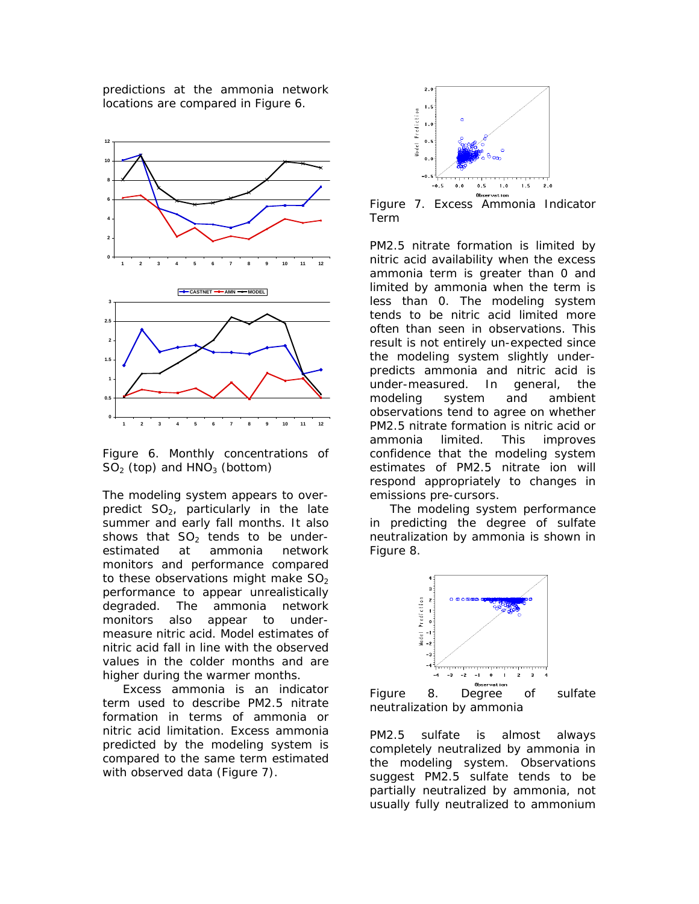predictions at the ammonia network locations are compared in Figure 6.

Figure 6. Monthly concentrations of $SO_2$ (top) and $HNO_3$ (bottom)

The modeling system appears to over-predict $SO_2$, particularly in the late summer and early fall months. It also shows that $SO_2$ tends to be under-estimated at ammonia network monitors and performance compared to these observations might make $SO_2$ performance to appear unrealistically degraded. The ammonia network monitors also appear to under-measure nitric acid. Model estimates of nitric acid fall in line with the observed values in the colder months and are higher during the warmer months.

Excess ammonia is an indicator term used to describe PM2.5 nitrate formation in terms of ammonia or nitric acid limitation. Excess ammonia predicted by the modeling system is compared to the same term estimated with observed data (Figure 7).

Figure 7. Excess Ammonia Indicator Term

PM2.5 nitrate formation is limited by nitric acid availability when the excess ammonia term is greater than 0 and limited by ammonia when the term is less than 0. The modeling system tends to be nitric acid limited more often than seen in observations. This result is not entirely un-expected since the modeling system slightly under-predicts ammonia and nitric acid is under-measured. In general, the modeling system and ambient observations tend to agree on whether PM2.5 nitrate formation is nitric acid or ammonia limited. This improves confidence that the modeling system estimates of PM2.5 nitrate ion will respond appropriately to changes in emissions pre-cursors.

The modeling system performance in predicting the degree of sulfate neutralization by ammonia is shown in Figure 8.

Figure 8. Degree of sulfate neutralization by ammonia

PM2.5 sulfate is almost always completely neutralized by ammonia in the modeling system. Observations suggest PM2.5 sulfate tends to be partially neutralized by ammonia, not usually fully neutralized to ammonium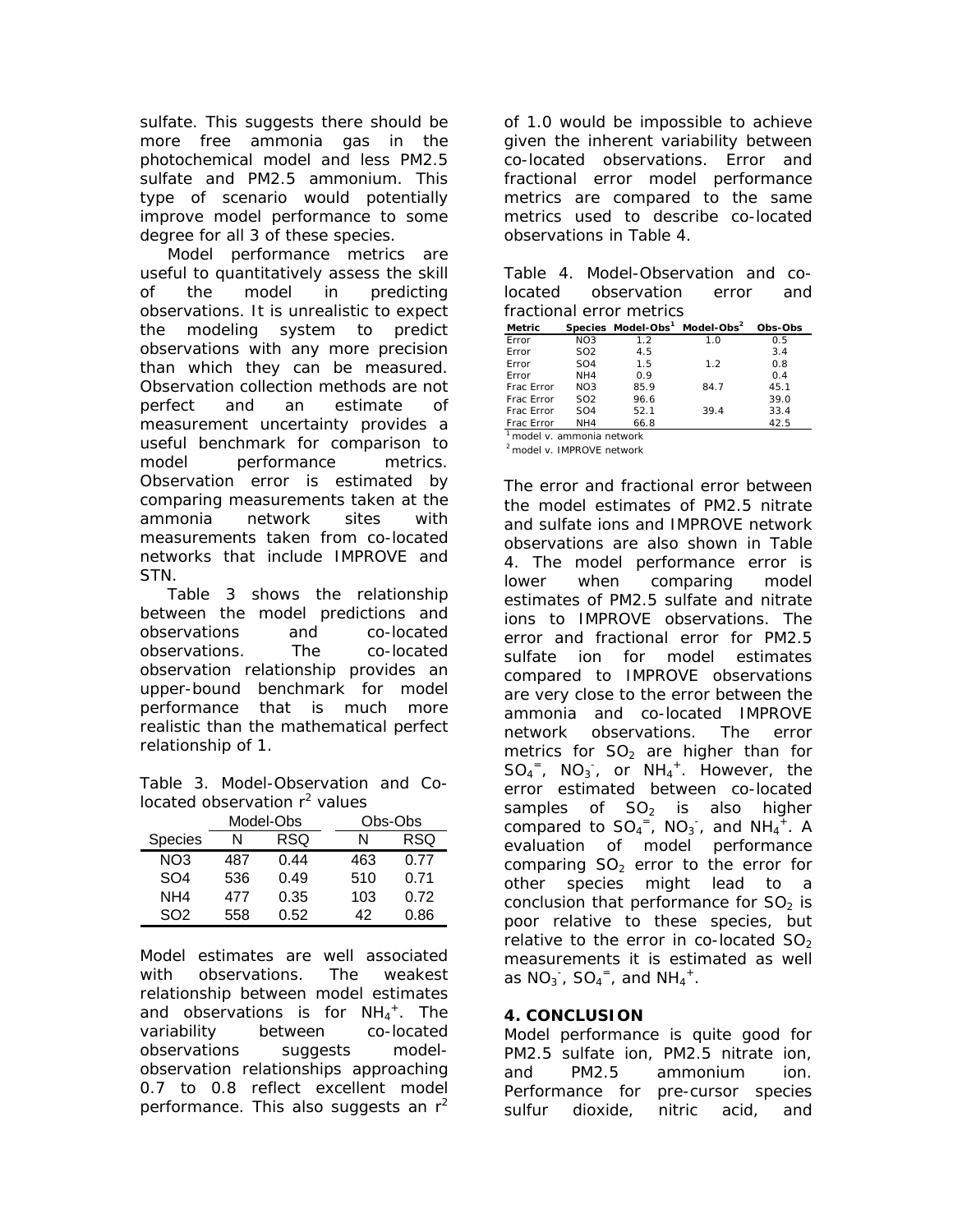sulfate. This suggests there should be more free ammonia gas in the photochemical model and less PM2.5 sulfate and PM2.5 ammonium. This type of scenario would potentially improve model performance to some degree for all 3 of these species.

Model performance metrics are useful to quantitatively assess the skill of the model in predicting observations. It is unrealistic to expect the modeling system to predict observations with any more precision than which they can be measured. Observation collection methods are not perfect and an estimate of measurement uncertainty provides a useful benchmark for comparison to model performance metrics. Observation error is estimated by comparing measurements taken at the ammonia network sites with measurements taken from co-located networks that include IMPROVE and STN.

Table 3 shows the relationship between the model predictions and observations and co-located observations. The co-located observation relationship provides an upper-bound benchmark for model performance that is much more realistic than the mathematical perfect relationship of 1.

Table 3. Model-Observation and Co-located observation $r^2$ values

| | Model-Obs | | Obs-Obs | |
|---|---|---|---|---|
| Species | N | RSQ | N | RSQ |
| NO3 | 487 | 0.44 | 463 | 0.77 |
| SO4 | 536 | 0.49 | 510 | 0.71 |
| NH4 | 477 | 0.35 | 103 | 0.72 |
| SO2 | 558 | 0.52 | 42 | 0.86 |

Model estimates are well associated with observations. The weakest relationship between model estimates and observations is for $NH_4^+$. The variability between co-located observations suggests model-observation relationships approaching 0.7 to 0.8 reflect excellent model performance. This also suggests an $r^2$ of 1.0 would be impossible to achieve given the inherent variability between co-located observations. Error and fractional error model performance metrics are compared to the same metrics used to describe co-located observations in Table 4.

Table 4. Model-Observation and co-located observation error and fractional error metrics

| Metric | Species | Model-Obs[1] | Model-Obs[2] | Obs-Obs |
|---|---|---|---|---|
| Error | NO3 | 1.2 | 1.0 | 0.5 |
| Error | SO2 | 4.5 | | 3.4 |
| Error | SO4 | 1.5 | 1.2 | 0.8 |
| Error | NH4 | 0.9 | | 0.4 |
| Frac Error | NO3 | 85.9 | 84.7 | 45.1 |
| Frac Error | SO2 | 96.6 | | 39.0 |
| Frac Error | SO4 | 52.1 | 39.4 | 33.4 |
| Frac Error | NH4 | 66.8 | | 42.5 |

[1] model v. ammonia network
[2] model v. IMPROVE network

The error and fractional error between the model estimates of PM2.5 nitrate and sulfate ions and IMPROVE network observations are also shown in Table 4. The model performance error is lower when comparing model estimates of PM2.5 sulfate and nitrate ions to IMPROVE observations. The error and fractional error for PM2.5 sulfate ion for model estimates compared to IMPROVE observations are very close to the error between the ammonia and co-located IMPROVE network observations. The error metrics for $SO_2$ are higher than for $SO_4^=$, $NO_3^-$, or $NH_4^+$. However, the error estimated between co-located samples of $SO_2$ is also higher compared to $SO_4^=$, $NO_3^-$, and $NH_4^+$. A evaluation of model performance comparing $SO_2$ error to the error for other species might lead to a conclusion that performance for $SO_2$ is poor relative to these species, but relative to the error in co-located $SO_2$ measurements it is estimated as well as $NO_3^-$, $SO_4^=$, and $NH_4^+$.

## 4. CONCLUSION

Model performance is quite good for PM2.5 sulfate ion, PM2.5 nitrate ion, and PM2.5 ammonium ion. Performance for pre-cursor species sulfur dioxide, nitric acid, and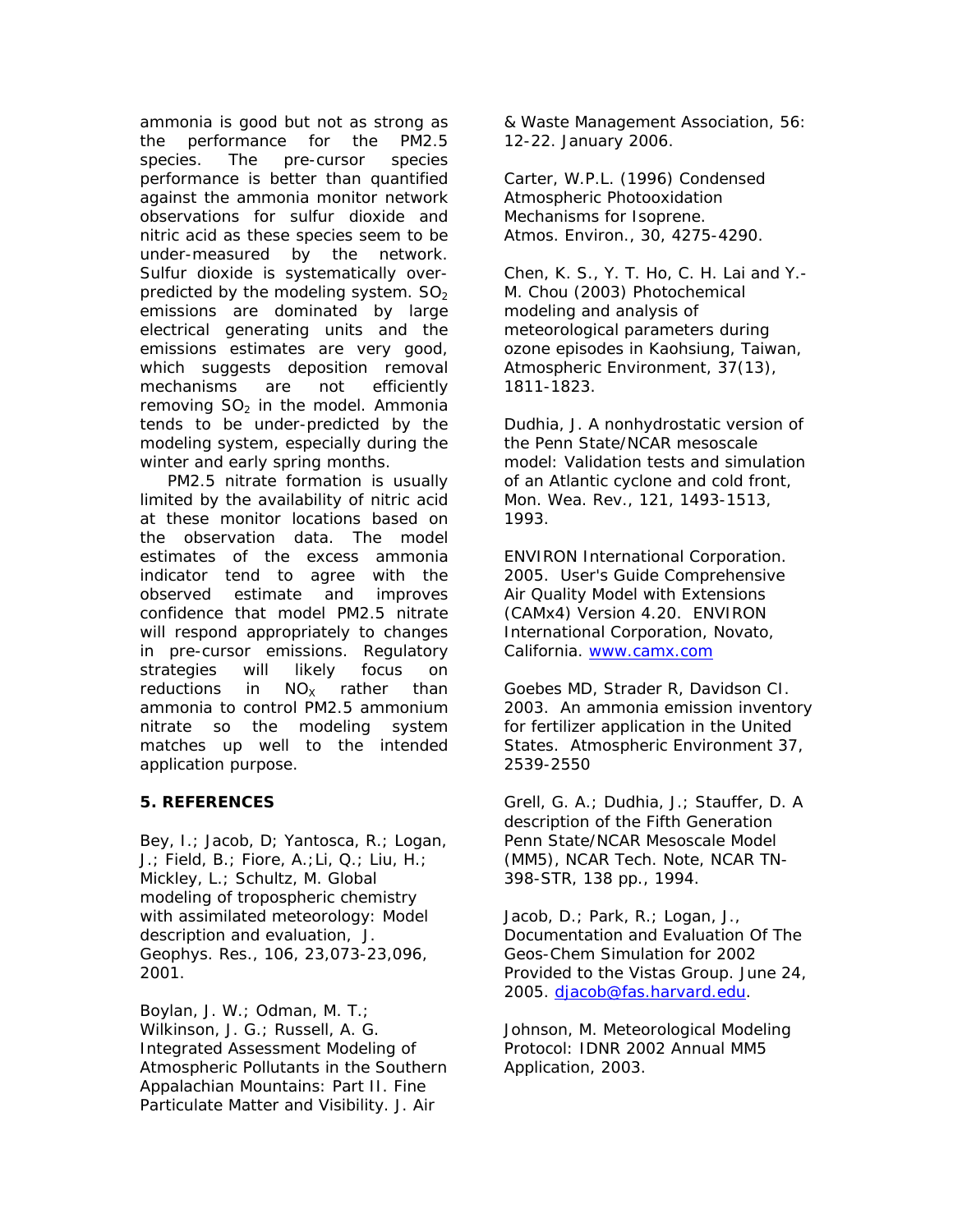ammonia is good but not as strong as the performance for the PM2.5 species. The pre-cursor species performance is better than quantified against the ammonia monitor network observations for sulfur dioxide and nitric acid as these species seem to be under-measured by the network. Sulfur dioxide is systematically over-predicted by the modeling system. $SO_2$ emissions are dominated by large electrical generating units and the emissions estimates are very good, which suggests deposition removal mechanisms are not efficiently removing $SO_2$ in the model. Ammonia tends to be under-predicted by the modeling system, especially during the winter and early spring months.

PM2.5 nitrate formation is usually limited by the availability of nitric acid at these monitor locations based on the observation data. The model estimates of the excess ammonia indicator tend to agree with the observed estimate and improves confidence that model PM2.5 nitrate will respond appropriately to changes in pre-cursor emissions. Regulatory strategies will likely focus on reductions in $NO_X$ rather than ammonia to control PM2.5 ammonium nitrate so the modeling system matches up well to the intended application purpose.

## 5. REFERENCES

Bey, I.; Jacob, D; Yantosca, R.; Logan, J.; Field, B.; Fiore, A.;Li, Q.; Liu, H.; Mickley, L.; Schultz, M. Global modeling of tropospheric chemistry with assimilated meteorology: Model description and evaluation, J. Geophys. Res., 106, 23,073-23,096, 2001.

Boylan, J. W.; Odman, M. T.; Wilkinson, J. G.; Russell, A. G. Integrated Assessment Modeling of Atmospheric Pollutants in the Southern Appalachian Mountains: Part II. Fine Particulate Matter and Visibility. J. Air & Waste Management Association, 56: 12-22. January 2006.

Carter, W.P.L. (1996) Condensed Atmospheric Photooxidation Mechanisms for Isoprene. Atmos. Environ., 30, 4275-4290.

Chen, K. S., Y. T. Ho, C. H. Lai and Y.-M. Chou (2003) Photochemical modeling and analysis of meteorological parameters during ozone episodes in Kaohsiung, Taiwan, Atmospheric Environment, 37(13), 1811-1823.

Dudhia, J. A nonhydrostatic version of the Penn State/NCAR mesoscale model: Validation tests and simulation of an Atlantic cyclone and cold front, Mon. Wea. Rev., 121, 1493-1513, 1993.

ENVIRON International Corporation. 2005. User's Guide Comprehensive Air Quality Model with Extensions (CAMx4) Version 4.20. ENVIRON International Corporation, Novato, California. www.camx.com

Goebes MD, Strader R, Davidson CI. 2003. An ammonia emission inventory for fertilizer application in the United States. Atmospheric Environment 37, 2539-2550

Grell, G. A.; Dudhia, J.; Stauffer, D. A description of the Fifth Generation Penn State/NCAR Mesoscale Model (MM5), NCAR Tech. Note, NCAR TN-398-STR, 138 pp., 1994.

Jacob, D.; Park, R.; Logan, J., Documentation and Evaluation Of The Geos-Chem Simulation for 2002 Provided to the Vistas Group. June 24, 2005. djacob@fas.harvard.edu.

Johnson, M. Meteorological Modeling Protocol: IDNR 2002 Annual MM5 Application, 2003.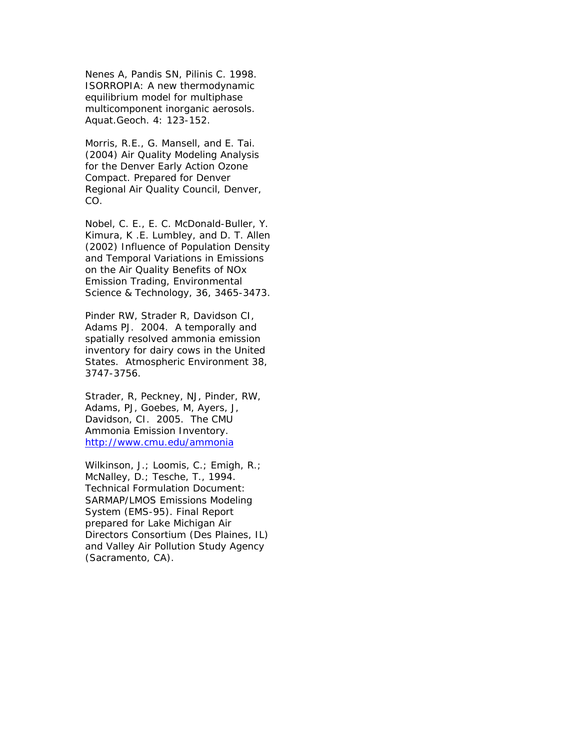Nenes A, Pandis SN, Pilinis C. 1998. ISORROPIA: A new thermodynamic equilibrium model for multiphase multicomponent inorganic aerosols. Aquat.Geoch. 4: 123-152.

Morris, R.E., G. Mansell, and E. Tai. (2004) Air Quality Modeling Analysis for the Denver Early Action Ozone Compact. Prepared for Denver Regional Air Quality Council, Denver, CO.

Nobel, C. E., E. C. McDonald-Buller, Y. Kimura, K .E. Lumbley, and D. T. Allen (2002) Influence of Population Density and Temporal Variations in Emissions on the Air Quality Benefits of NOx Emission Trading, Environmental Science & Technology, 36, 3465-3473.

Pinder RW, Strader R, Davidson CI, Adams PJ. 2004. A temporally and spatially resolved ammonia emission inventory for dairy cows in the United States. Atmospheric Environment 38, 3747-3756.

Strader, R, Peckney, NJ, Pinder, RW, Adams, PJ, Goebes, M, Ayers, J, Davidson, CI. 2005. The CMU Ammonia Emission Inventory. [http://www.cmu.edu/ammonia](http://www.cmu.edu/ammonia)

Wilkinson, J.; Loomis, C.; Emigh, R.; McNalley, D.; Tesche, T., 1994. Technical Formulation Document: SARMAP/LMOS Emissions Modeling System (EMS-95). Final Report prepared for Lake Michigan Air Directors Consortium (Des Plaines, IL) and Valley Air Pollution Study Agency (Sacramento, CA).